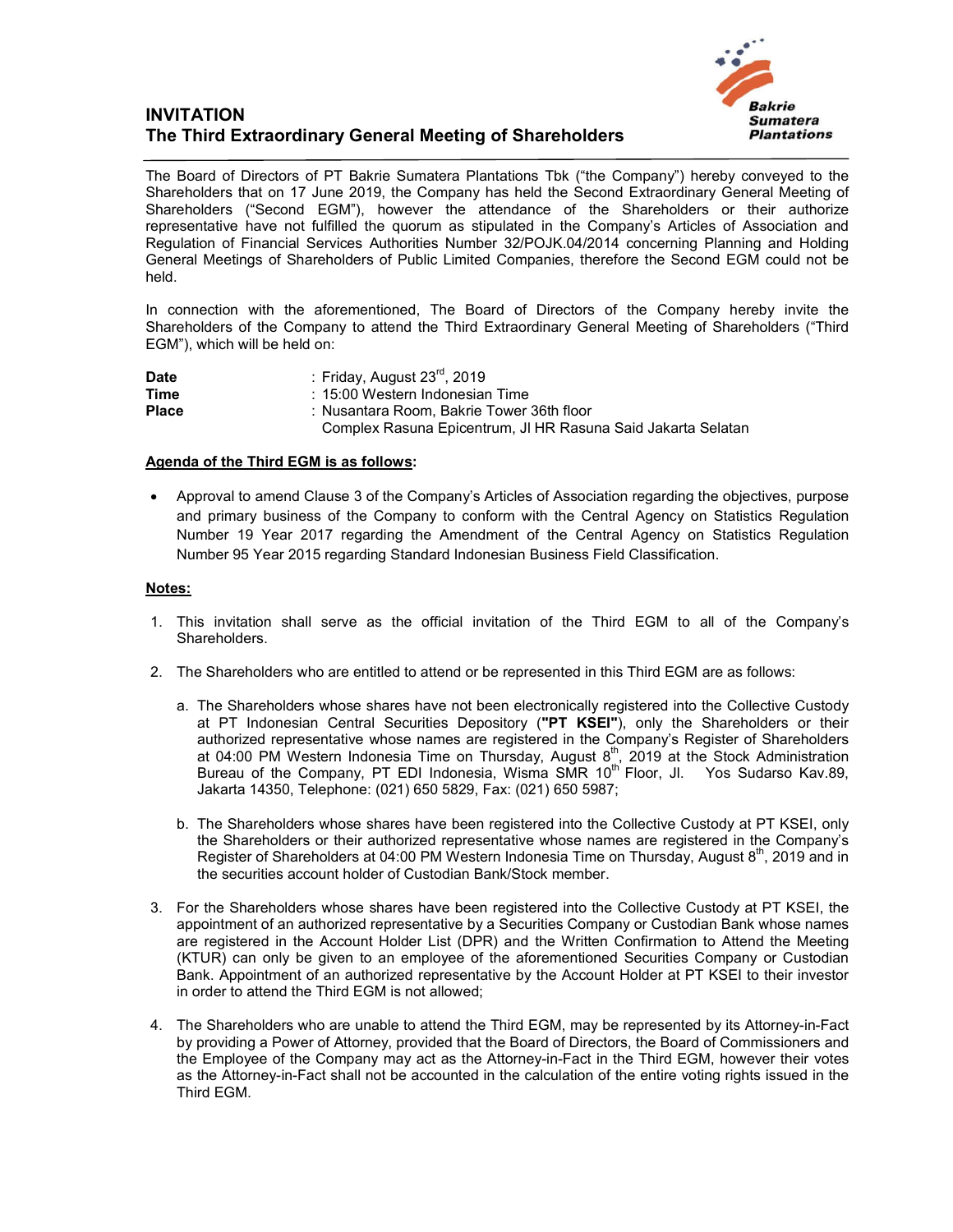# INVITATION
## The Third Extraordinary General Meeting of Shareholders

The Board of Directors of PT Bakrie Sumatera Plantations Tbk ("the Company") hereby conveyed to the Shareholders that on 17 June 2019, the Company has held the Second Extraordinary General Meeting of Shareholders ("Second EGM"), however the attendance of the Shareholders or their authorize representative have not fulfilled the quorum as stipulated in the Company's Articles of Association and Regulation of Financial Services Authorities Number 32/POJK.04/2014 concerning Planning and Holding General Meetings of Shareholders of Public Limited Companies, therefore the Second EGM could not be held.

In connection with the aforementioned, The Board of Directors of the Company hereby invite the Shareholders of the Company to attend the Third Extraordinary General Meeting of Shareholders ("Third EGM"), which will be held on:

**Date** : Friday, August 23rd, 2019
**Time** : 15:00 Western Indonesian Time
**Place** : Nusantara Room, Bakrie Tower 36th floor
Complex Rasuna Epicentrum, Jl HR Rasuna Said Jakarta Selatan

**Agenda of the Third EGM is as follows:**

- Approval to amend Clause 3 of the Company's Articles of Association regarding the objectives, purpose and primary business of the Company to conform with the Central Agency on Statistics Regulation Number 19 Year 2017 regarding the Amendment of the Central Agency on Statistics Regulation Number 95 Year 2015 regarding Standard Indonesian Business Field Classification.

**Notes:**

1. This invitation shall serve as the official invitation of the Third EGM to all of the Company's Shareholders.

2. The Shareholders who are entitled to attend or be represented in this Third EGM are as follows:

   a. The Shareholders whose shares have not been electronically registered into the Collective Custody at PT Indonesian Central Securities Depository (**"PT KSEI"**), only the Shareholders or their authorized representative whose names are registered in the Company's Register of Shareholders at 04:00 PM Western Indonesia Time on Thursday, August 8th, 2019 at the Stock Administration Bureau of the Company, PT EDI Indonesia, Wisma SMR 10th Floor, Jl. Yos Sudarso Kav.89, Jakarta 14350, Telephone: (021) 650 5829, Fax: (021) 650 5987;

   b. The Shareholders whose shares have been registered into the Collective Custody at PT KSEI, only the Shareholders or their authorized representative whose names are registered in the Company's Register of Shareholders at 04:00 PM Western Indonesia Time on Thursday, August 8th, 2019 and in the securities account holder of Custodian Bank/Stock member.

3. For the Shareholders whose shares have been registered into the Collective Custody at PT KSEI, the appointment of an authorized representative by a Securities Company or Custodian Bank whose names are registered in the Account Holder List (DPR) and the Written Confirmation to Attend the Meeting (KTUR) can only be given to an employee of the aforementioned Securities Company or Custodian Bank. Appointment of an authorized representative by the Account Holder at PT KSEI to their investor in order to attend the Third EGM is not allowed;

4. The Shareholders who are unable to attend the Third EGM, may be represented by its Attorney-in-Fact by providing a Power of Attorney, provided that the Board of Directors, the Board of Commissioners and the Employee of the Company may act as the Attorney-in-Fact in the Third EGM, however their votes as the Attorney-in-Fact shall not be accounted in the calculation of the entire voting rights issued in the Third EGM.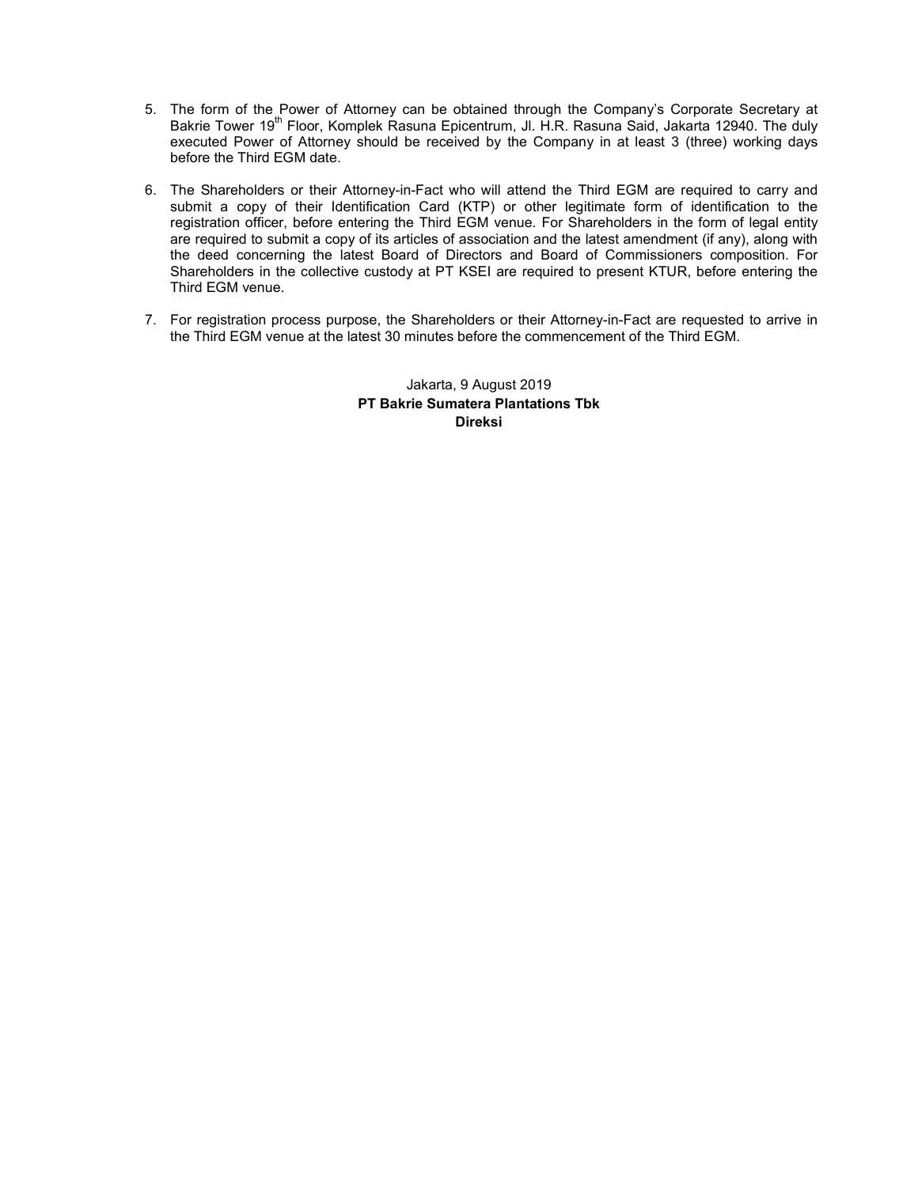5. The form of the Power of Attorney can be obtained through the Company's Corporate Secretary at Bakrie Tower 19th Floor, Komplek Rasuna Epicentrum, Jl. H.R. Rasuna Said, Jakarta 12940. The duly executed Power of Attorney should be received by the Company in at least 3 (three) working days before the Third EGM date.

6. The Shareholders or their Attorney-in-Fact who will attend the Third EGM are required to carry and submit a copy of their Identification Card (KTP) or other legitimate form of identification to the registration officer, before entering the Third EGM venue. For Shareholders in the form of legal entity are required to submit a copy of its articles of association and the latest amendment (if any), along with the deed concerning the latest Board of Directors and Board of Commissioners composition. For Shareholders in the collective custody at PT KSEI are required to present KTUR, before entering the Third EGM venue.

7. For registration process purpose, the Shareholders or their Attorney-in-Fact are requested to arrive in the Third EGM venue at the latest 30 minutes before the commencement of the Third EGM.

Jakarta, 9 August 2019

**PT Bakrie Sumatera Plantations Tbk**

**Direksi**